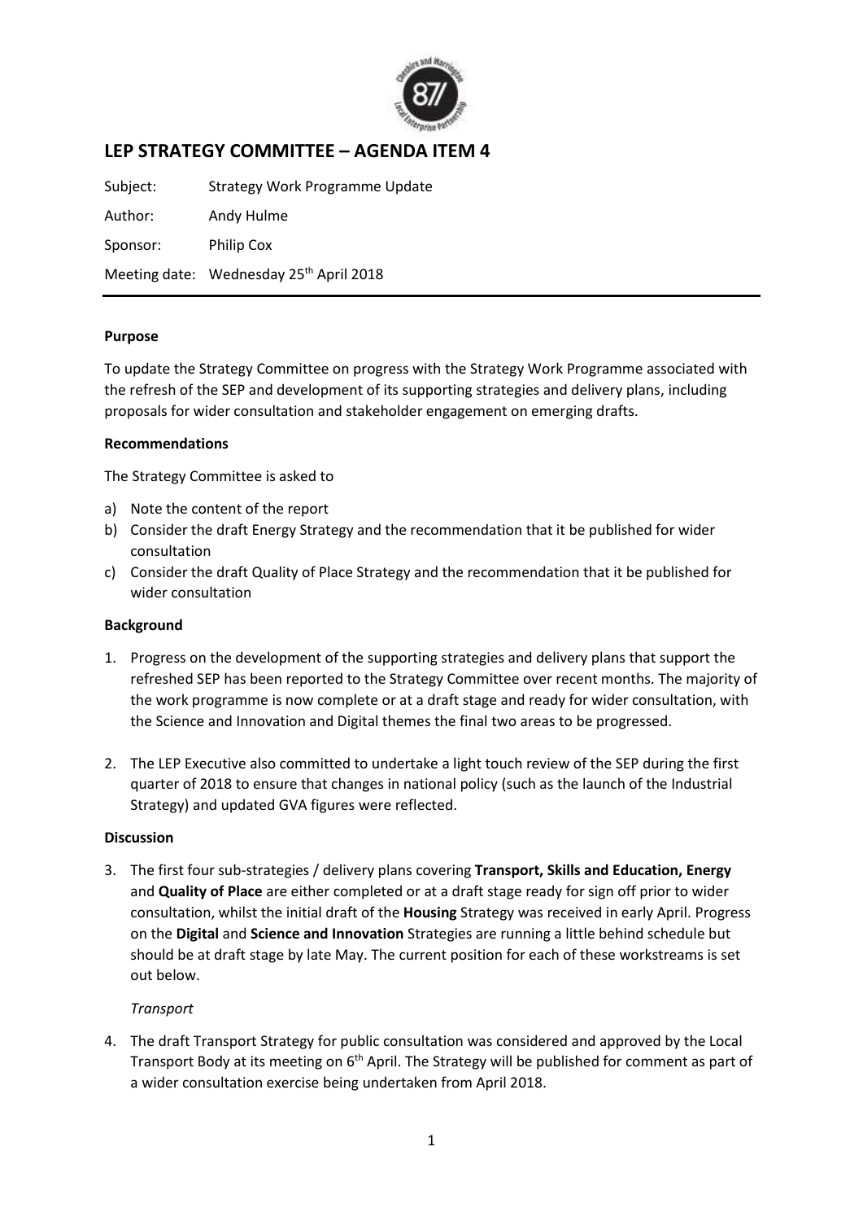# LEP STRATEGY COMMITTEE – AGENDA ITEM 4

Subject: Strategy Work Programme Update

Author: Andy Hulme

Sponsor: Philip Cox

Meeting date: Wednesday 25th April 2018

**Purpose**

To update the Strategy Committee on progress with the Strategy Work Programme associated with the refresh of the SEP and development of its supporting strategies and delivery plans, including proposals for wider consultation and stakeholder engagement on emerging drafts.

**Recommendations**

The Strategy Committee is asked to

a) Note the content of the report
b) Consider the draft Energy Strategy and the recommendation that it be published for wider consultation
c) Consider the draft Quality of Place Strategy and the recommendation that it be published for wider consultation

**Background**

1. Progress on the development of the supporting strategies and delivery plans that support the refreshed SEP has been reported to the Strategy Committee over recent months. The majority of the work programme is now complete or at a draft stage and ready for wider consultation, with the Science and Innovation and Digital themes the final two areas to be progressed.

2. The LEP Executive also committed to undertake a light touch review of the SEP during the first quarter of 2018 to ensure that changes in national policy (such as the launch of the Industrial Strategy) and updated GVA figures were reflected.

**Discussion**

3. The first four sub-strategies / delivery plans covering **Transport, Skills and Education, Energy** and **Quality of Place** are either completed or at a draft stage ready for sign off prior to wider consultation, whilst the initial draft of the **Housing** Strategy was received in early April. Progress on the **Digital** and **Science and Innovation** Strategies are running a little behind schedule but should be at draft stage by late May. The current position for each of these workstreams is set out below.

   *Transport*

4. The draft Transport Strategy for public consultation was considered and approved by the Local Transport Body at its meeting on 6th April. The Strategy will be published for comment as part of a wider consultation exercise being undertaken from April 2018.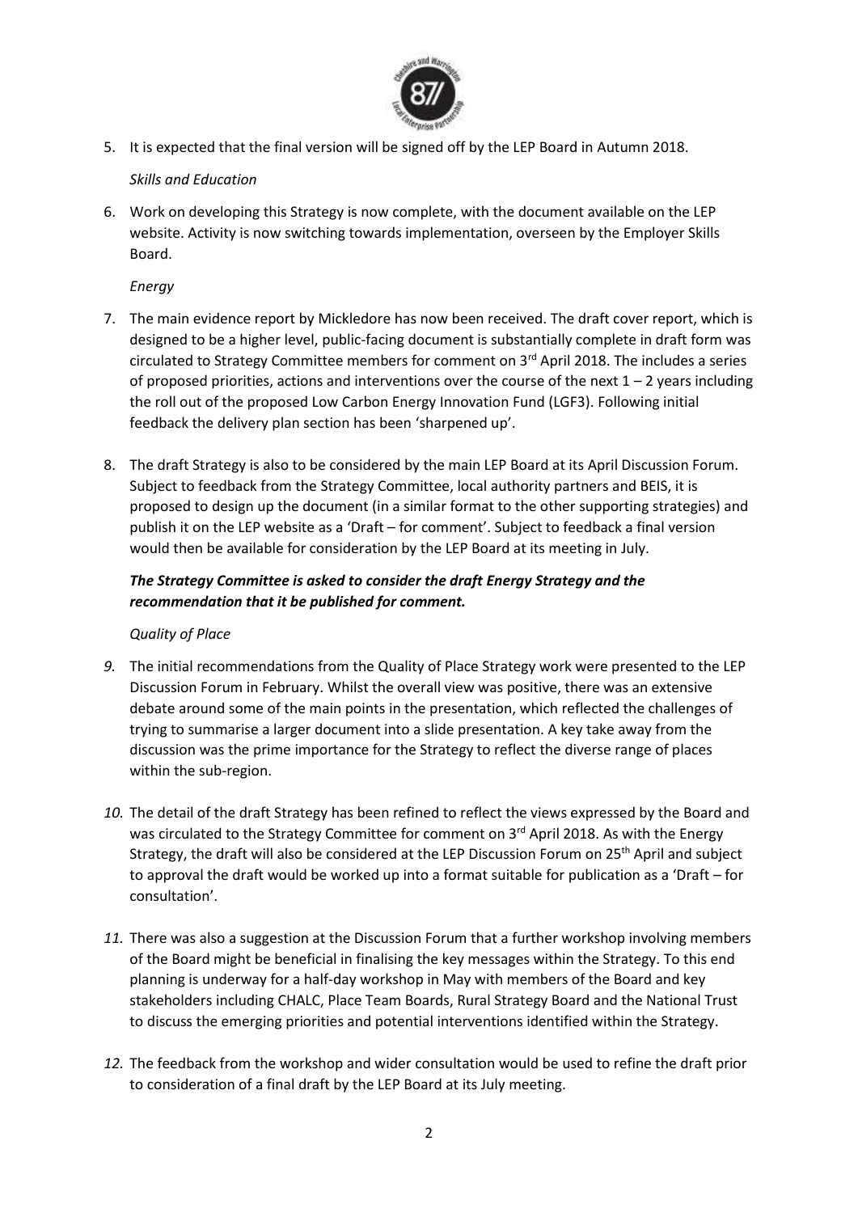5. It is expected that the final version will be signed off by the LEP Board in Autumn 2018.

*Skills and Education*

6. Work on developing this Strategy is now complete, with the document available on the LEP website. Activity is now switching towards implementation, overseen by the Employer Skills Board.

*Energy*

7. The main evidence report by Mickledore has now been received. The draft cover report, which is designed to be a higher level, public-facing document is substantially complete in draft form was circulated to Strategy Committee members for comment on 3rd April 2018. The includes a series of proposed priorities, actions and interventions over the course of the next 1 – 2 years including the roll out of the proposed Low Carbon Energy Innovation Fund (LGF3). Following initial feedback the delivery plan section has been 'sharpened up'.

8. The draft Strategy is also to be considered by the main LEP Board at its April Discussion Forum. Subject to feedback from the Strategy Committee, local authority partners and BEIS, it is proposed to design up the document (in a similar format to the other supporting strategies) and publish it on the LEP website as a 'Draft – for comment'. Subject to feedback a final version would then be available for consideration by the LEP Board at its meeting in July.

***The Strategy Committee is asked to consider the draft Energy Strategy and the recommendation that it be published for comment.***

*Quality of Place*

9. The initial recommendations from the Quality of Place Strategy work were presented to the LEP Discussion Forum in February. Whilst the overall view was positive, there was an extensive debate around some of the main points in the presentation, which reflected the challenges of trying to summarise a larger document into a slide presentation. A key take away from the discussion was the prime importance for the Strategy to reflect the diverse range of places within the sub-region.

10. The detail of the draft Strategy has been refined to reflect the views expressed by the Board and was circulated to the Strategy Committee for comment on 3rd April 2018. As with the Energy Strategy, the draft will also be considered at the LEP Discussion Forum on 25th April and subject to approval the draft would be worked up into a format suitable for publication as a 'Draft – for consultation'.

11. There was also a suggestion at the Discussion Forum that a further workshop involving members of the Board might be beneficial in finalising the key messages within the Strategy. To this end planning is underway for a half-day workshop in May with members of the Board and key stakeholders including CHALC, Place Team Boards, Rural Strategy Board and the National Trust to discuss the emerging priorities and potential interventions identified within the Strategy.

12. The feedback from the workshop and wider consultation would be used to refine the draft prior to consideration of a final draft by the LEP Board at its July meeting.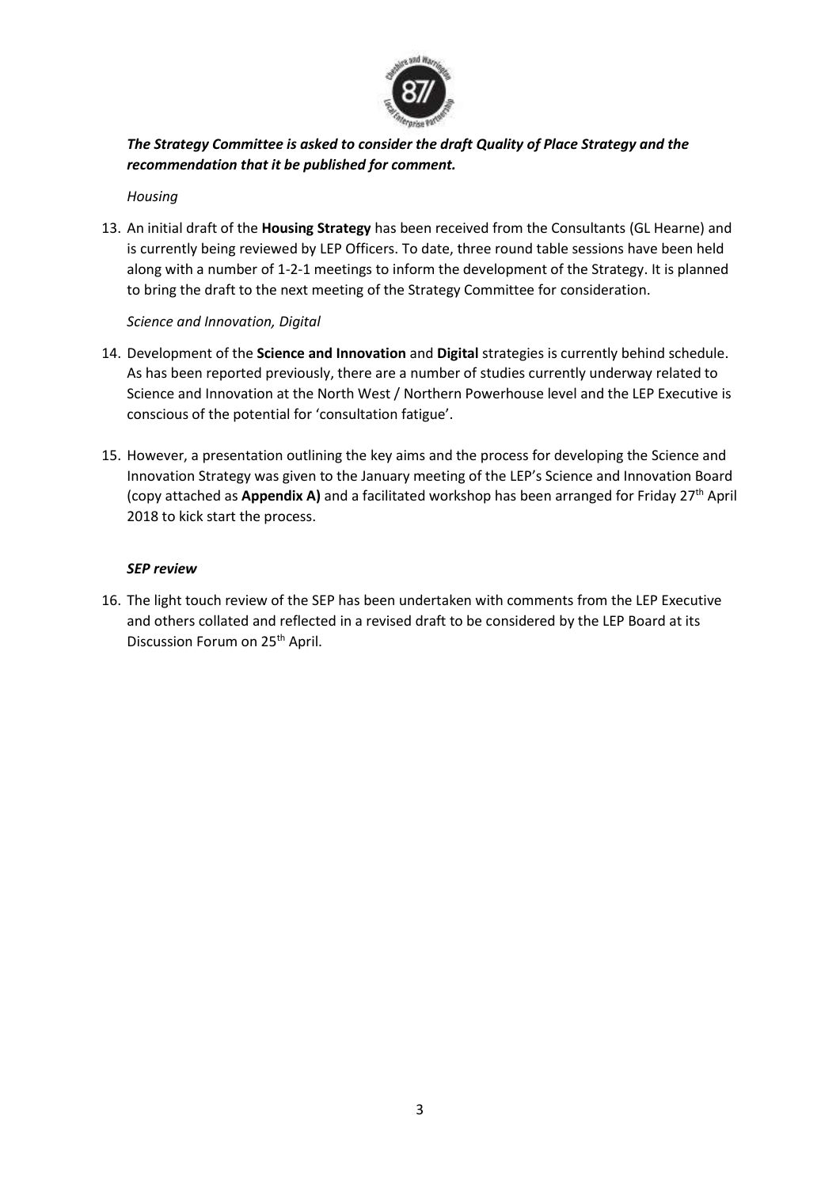***The Strategy Committee is asked to consider the draft Quality of Place Strategy and the recommendation that it be published for comment.***

*Housing*

13. An initial draft of the **Housing Strategy** has been received from the Consultants (GL Hearne) and is currently being reviewed by LEP Officers. To date, three round table sessions have been held along with a number of 1-2-1 meetings to inform the development of the Strategy. It is planned to bring the draft to the next meeting of the Strategy Committee for consideration.

*Science and Innovation, Digital*

14. Development of the **Science and Innovation** and **Digital** strategies is currently behind schedule. As has been reported previously, there are a number of studies currently underway related to Science and Innovation at the North West / Northern Powerhouse level and the LEP Executive is conscious of the potential for 'consultation fatigue'.

15. However, a presentation outlining the key aims and the process for developing the Science and Innovation Strategy was given to the January meeting of the LEP's Science and Innovation Board (copy attached as **Appendix A)** and a facilitated workshop has been arranged for Friday 27th April 2018 to kick start the process.

***SEP review***

16. The light touch review of the SEP has been undertaken with comments from the LEP Executive and others collated and reflected in a revised draft to be considered by the LEP Board at its Discussion Forum on 25th April.